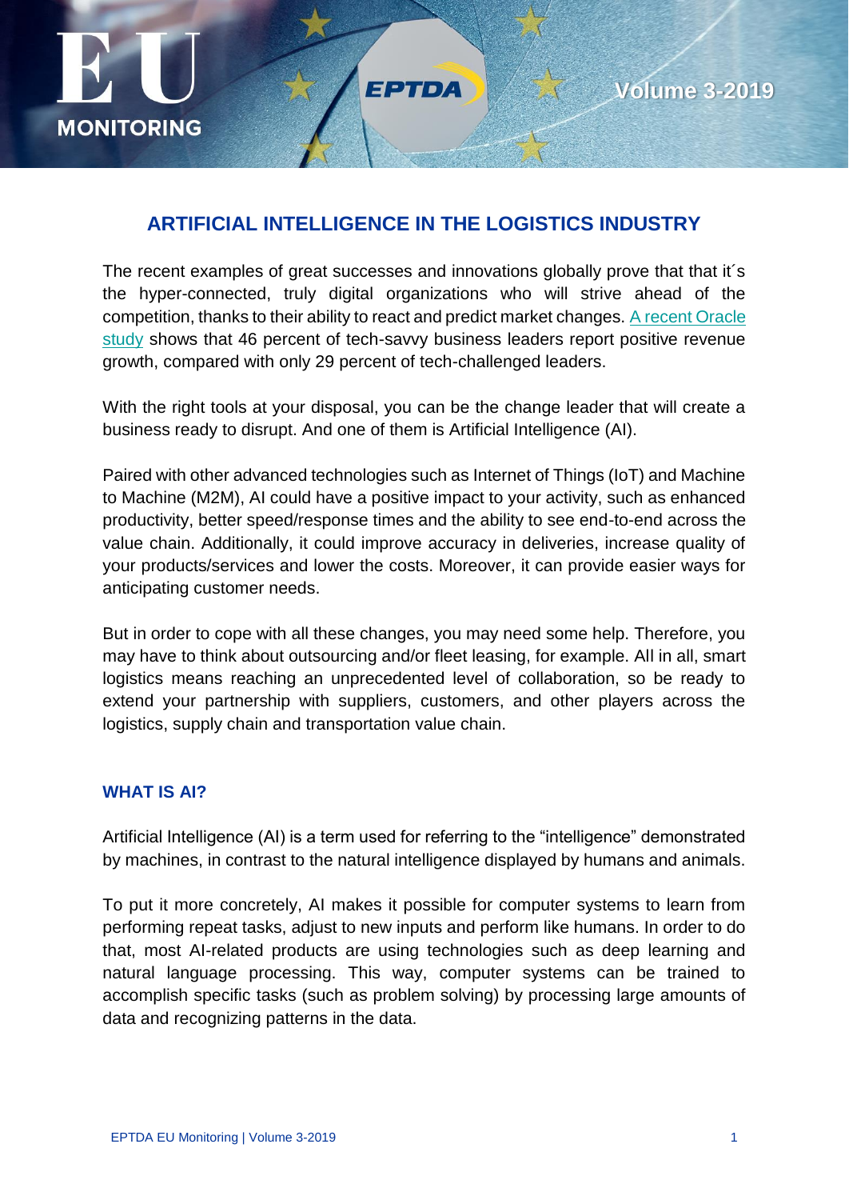# ARTIFICIAL INTELLIGENCE IN THE LOGISTICS INDUSTRY

The recent examples of great successes and innovations globally prove that that it´s the hyper-connected, truly digital organizations who will strive ahead of the competition, thanks to their ability to react and predict market changes. A recent Oracle study shows that 46 percent of tech-savvy business leaders report positive revenue growth, compared with only 29 percent of tech-challenged leaders.

With the right tools at your disposal, you can be the change leader that will create a business ready to disrupt. And one of them is Artificial Intelligence (AI).

Paired with other advanced technologies such as Internet of Things (IoT) and Machine to Machine (M2M), AI could have a positive impact to your activity, such as enhanced productivity, better speed/response times and the ability to see end-to-end across the value chain. Additionally, it could improve accuracy in deliveries, increase quality of your products/services and lower the costs. Moreover, it can provide easier ways for anticipating customer needs.

But in order to cope with all these changes, you may need some help. Therefore, you may have to think about outsourcing and/or fleet leasing, for example. All in all, smart logistics means reaching an unprecedented level of collaboration, so be ready to extend your partnership with suppliers, customers, and other players across the logistics, supply chain and transportation value chain.

## WHAT IS AI?

Artificial Intelligence (AI) is a term used for referring to the "intelligence" demonstrated by machines, in contrast to the natural intelligence displayed by humans and animals.

To put it more concretely, AI makes it possible for computer systems to learn from performing repeat tasks, adjust to new inputs and perform like humans. In order to do that, most AI-related products are using technologies such as deep learning and natural language processing. This way, computer systems can be trained to accomplish specific tasks (such as problem solving) by processing large amounts of data and recognizing patterns in the data.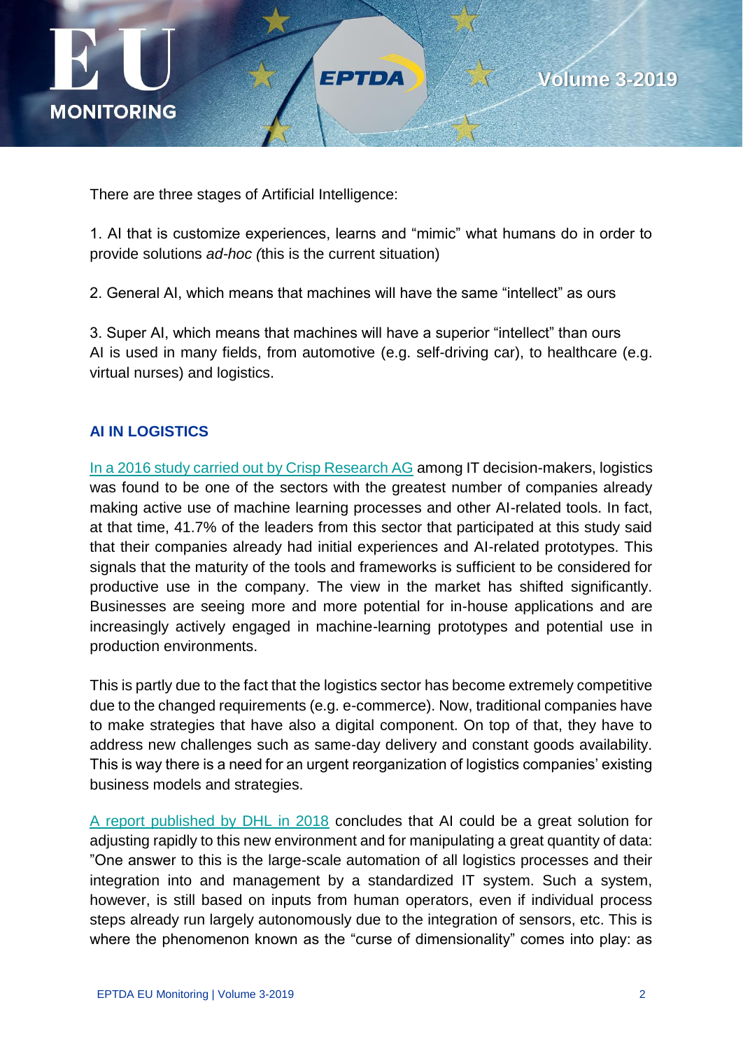There are three stages of Artificial Intelligence:

1. AI that is customize experiences, learns and "mimic" what humans do in order to provide solutions *ad-hoc (*this is the current situation)

2. General AI, which means that machines will have the same "intellect" as ours

3. Super AI, which means that machines will have a superior "intellect" than ours

AI is used in many fields, from automotive (e.g. self-driving car), to healthcare (e.g. virtual nurses) and logistics.

## AI IN LOGISTICS

In a 2016 study carried out by Crisp Research AG among IT decision-makers, logistics was found to be one of the sectors with the greatest number of companies already making active use of machine learning processes and other AI-related tools. In fact, at that time, 41.7% of the leaders from this sector that participated at this study said that their companies already had initial experiences and AI-related prototypes. This signals that the maturity of the tools and frameworks is sufficient to be considered for productive use in the company. The view in the market has shifted significantly. Businesses are seeing more and more potential for in-house applications and are increasingly actively engaged in machine-learning prototypes and potential use in production environments.

This is partly due to the fact that the logistics sector has become extremely competitive due to the changed requirements (e.g. e-commerce). Now, traditional companies have to make strategies that have also a digital component. On top of that, they have to address new challenges such as same-day delivery and constant goods availability. This is way there is a need for an urgent reorganization of logistics companies' existing business models and strategies.

A report published by DHL in 2018 concludes that AI could be a great solution for adjusting rapidly to this new environment and for manipulating a great quantity of data: "One answer to this is the large-scale automation of all logistics processes and their integration into and management by a standardized IT system. Such a system, however, is still based on inputs from human operators, even if individual process steps already run largely autonomously due to the integration of sensors, etc. This is where the phenomenon known as the "curse of dimensionality" comes into play: as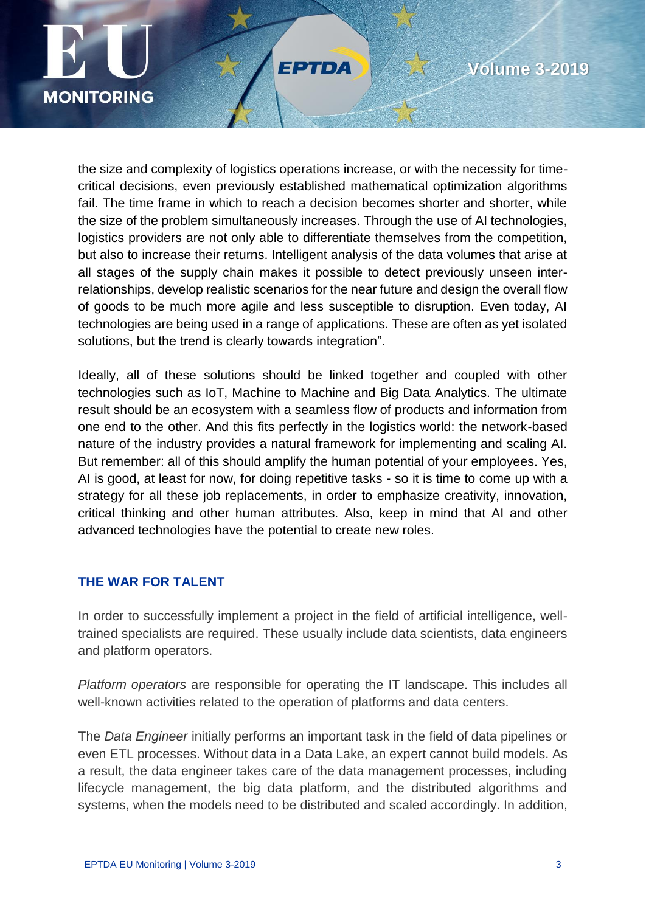the size and complexity of logistics operations increase, or with the necessity for time-critical decisions, even previously established mathematical optimization algorithms fail. The time frame in which to reach a decision becomes shorter and shorter, while the size of the problem simultaneously increases. Through the use of AI technologies, logistics providers are not only able to differentiate themselves from the competition, but also to increase their returns. Intelligent analysis of the data volumes that arise at all stages of the supply chain makes it possible to detect previously unseen inter-relationships, develop realistic scenarios for the near future and design the overall flow of goods to be much more agile and less susceptible to disruption. Even today, AI technologies are being used in a range of applications. These are often as yet isolated solutions, but the trend is clearly towards integration".

Ideally, all of these solutions should be linked together and coupled with other technologies such as IoT, Machine to Machine and Big Data Analytics. The ultimate result should be an ecosystem with a seamless flow of products and information from one end to the other. And this fits perfectly in the logistics world: the network-based nature of the industry provides a natural framework for implementing and scaling AI. But remember: all of this should amplify the human potential of your employees. Yes, AI is good, at least for now, for doing repetitive tasks - so it is time to come up with a strategy for all these job replacements, in order to emphasize creativity, innovation, critical thinking and other human attributes. Also, keep in mind that AI and other advanced technologies have the potential to create new roles.

## THE WAR FOR TALENT

In order to successfully implement a project in the field of artificial intelligence, well-trained specialists are required. These usually include data scientists, data engineers and platform operators.

*Platform operators* are responsible for operating the IT landscape. This includes all well-known activities related to the operation of platforms and data centers.

The *Data Engineer* initially performs an important task in the field of data pipelines or even ETL processes. Without data in a Data Lake, an expert cannot build models. As a result, the data engineer takes care of the data management processes, including lifecycle management, the big data platform, and the distributed algorithms and systems, when the models need to be distributed and scaled accordingly. In addition,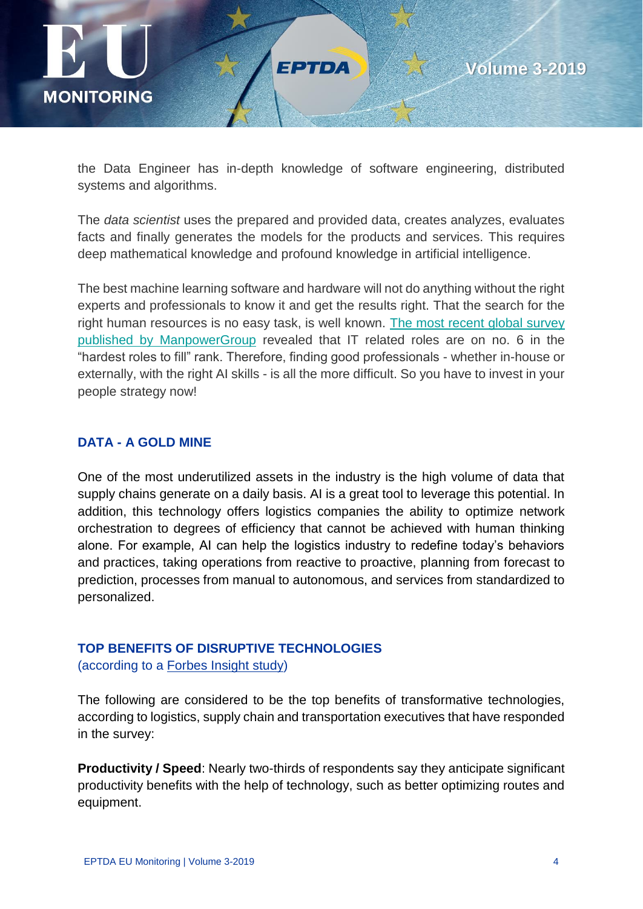the Data Engineer has in-depth knowledge of software engineering, distributed systems and algorithms.

The *data scientist* uses the prepared and provided data, creates analyzes, evaluates facts and finally generates the models for the products and services. This requires deep mathematical knowledge and profound knowledge in artificial intelligence.

The best machine learning software and hardware will not do anything without the right experts and professionals to know it and get the results right. That the search for the right human resources is no easy task, is well known. The most recent global survey published by ManpowerGroup revealed that IT related roles are on no. 6 in the "hardest roles to fill" rank. Therefore, finding good professionals - whether in-house or externally, with the right AI skills - is all the more difficult. So you have to invest in your people strategy now!

## DATA - A GOLD MINE

One of the most underutilized assets in the industry is the high volume of data that supply chains generate on a daily basis. AI is a great tool to leverage this potential. In addition, this technology offers logistics companies the ability to optimize network orchestration to degrees of efficiency that cannot be achieved with human thinking alone. For example, AI can help the logistics industry to redefine today's behaviors and practices, taking operations from reactive to proactive, planning from forecast to prediction, processes from manual to autonomous, and services from standardized to personalized.

## TOP BENEFITS OF DISRUPTIVE TECHNOLOGIES

(according to a Forbes Insight study)

The following are considered to be the top benefits of transformative technologies, according to logistics, supply chain and transportation executives that have responded in the survey:

**Productivity / Speed**: Nearly two-thirds of respondents say they anticipate significant productivity benefits with the help of technology, such as better optimizing routes and equipment.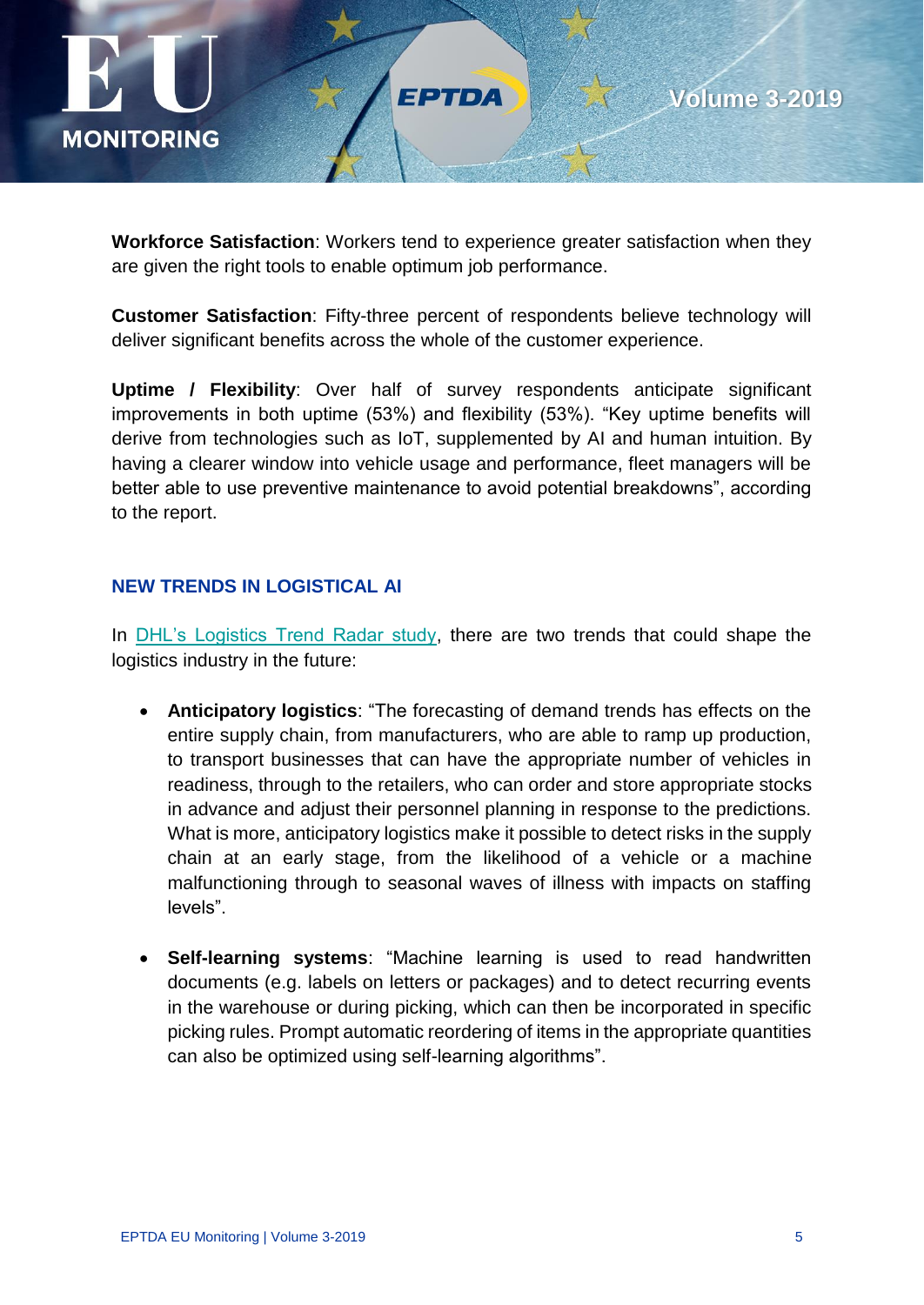**Workforce Satisfaction**: Workers tend to experience greater satisfaction when they are given the right tools to enable optimum job performance.

**Customer Satisfaction**: Fifty-three percent of respondents believe technology will deliver significant benefits across the whole of the customer experience.

**Uptime / Flexibility**: Over half of survey respondents anticipate significant improvements in both uptime (53%) and flexibility (53%). "Key uptime benefits will derive from technologies such as IoT, supplemented by AI and human intuition. By having a clearer window into vehicle usage and performance, fleet managers will be better able to use preventive maintenance to avoid potential breakdowns", according to the report.

## NEW TRENDS IN LOGISTICAL AI

In DHL's Logistics Trend Radar study, there are two trends that could shape the logistics industry in the future:

- **Anticipatory logistics**: "The forecasting of demand trends has effects on the entire supply chain, from manufacturers, who are able to ramp up production, to transport businesses that can have the appropriate number of vehicles in readiness, through to the retailers, who can order and store appropriate stocks in advance and adjust their personnel planning in response to the predictions. What is more, anticipatory logistics make it possible to detect risks in the supply chain at an early stage, from the likelihood of a vehicle or a machine malfunctioning through to seasonal waves of illness with impacts on staffing levels".

- **Self-learning systems**: "Machine learning is used to read handwritten documents (e.g. labels on letters or packages) and to detect recurring events in the warehouse or during picking, which can then be incorporated in specific picking rules. Prompt automatic reordering of items in the appropriate quantities can also be optimized using self-learning algorithms".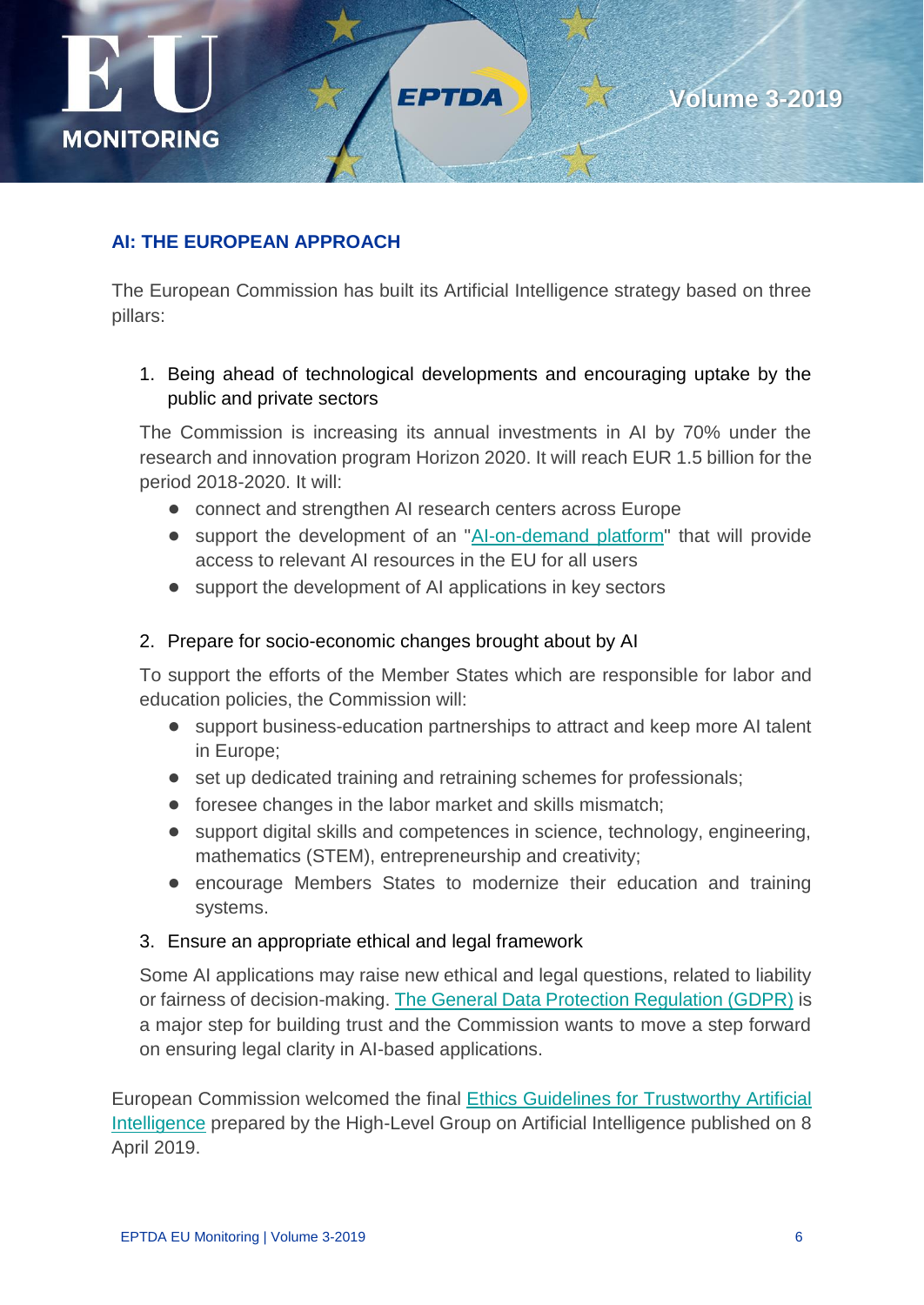## AI: THE EUROPEAN APPROACH

The European Commission has built its Artificial Intelligence strategy based on three pillars:

1. Being ahead of technological developments and encouraging uptake by the public and private sectors

   The Commission is increasing its annual investments in AI by 70% under the research and innovation program Horizon 2020. It will reach EUR 1.5 billion for the period 2018-2020. It will:

   - connect and strengthen AI research centers across Europe
   - support the development of an "AI-on-demand platform" that will provide access to relevant AI resources in the EU for all users
   - support the development of AI applications in key sectors

2. Prepare for socio-economic changes brought about by AI

   To support the efforts of the Member States which are responsible for labor and education policies, the Commission will:

   - support business-education partnerships to attract and keep more AI talent in Europe;
   - set up dedicated training and retraining schemes for professionals;
   - foresee changes in the labor market and skills mismatch;
   - support digital skills and competences in science, technology, engineering, mathematics (STEM), entrepreneurship and creativity;
   - encourage Members States to modernize their education and training systems.

3. Ensure an appropriate ethical and legal framework

   Some AI applications may raise new ethical and legal questions, related to liability or fairness of decision-making. The General Data Protection Regulation (GDPR) is a major step for building trust and the Commission wants to move a step forward on ensuring legal clarity in AI-based applications.

European Commission welcomed the final Ethics Guidelines for Trustworthy Artificial Intelligence prepared by the High-Level Group on Artificial Intelligence published on 8 April 2019.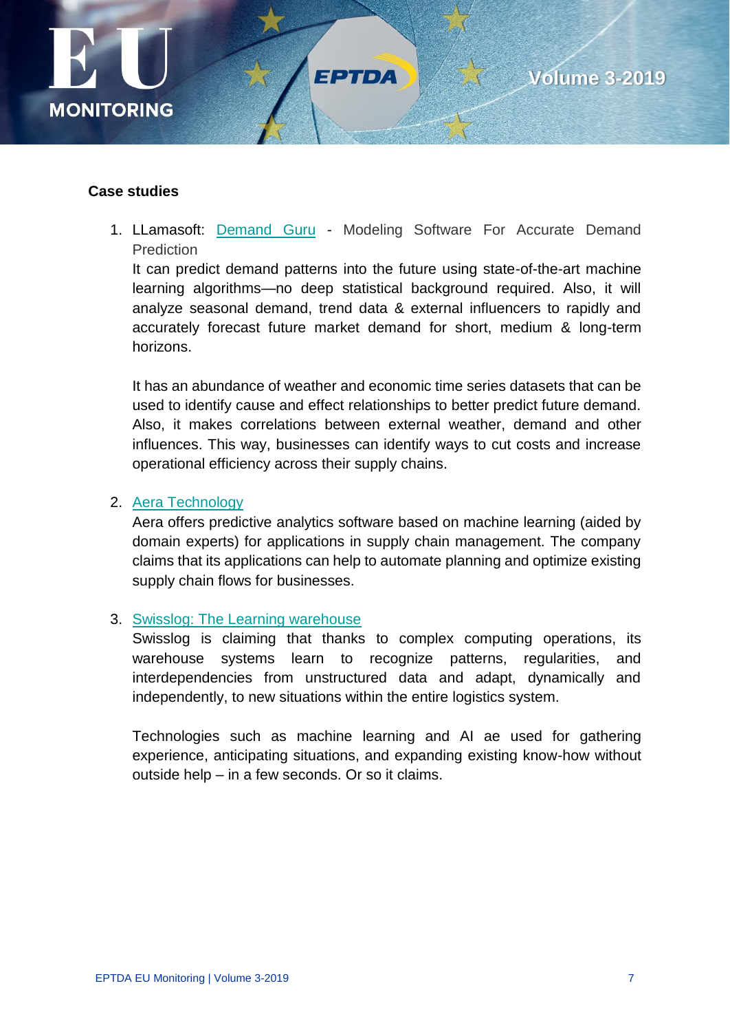**Case studies**

1. LLamasoft: Demand Guru - Modeling Software For Accurate Demand Prediction

   It can predict demand patterns into the future using state-of-the-art machine learning algorithms—no deep statistical background required. Also, it will analyze seasonal demand, trend data & external influencers to rapidly and accurately forecast future market demand for short, medium & long-term horizons.

   It has an abundance of weather and economic time series datasets that can be used to identify cause and effect relationships to better predict future demand. Also, it makes correlations between external weather, demand and other influences. This way, businesses can identify ways to cut costs and increase operational efficiency across their supply chains.

2. Aera Technology

   Aera offers predictive analytics software based on machine learning (aided by domain experts) for applications in supply chain management. The company claims that its applications can help to automate planning and optimize existing supply chain flows for businesses.

3. Swisslog: The Learning warehouse

   Swisslog is claiming that thanks to complex computing operations, its warehouse systems learn to recognize patterns, regularities, and interdependencies from unstructured data and adapt, dynamically and independently, to new situations within the entire logistics system.

   Technologies such as machine learning and AI ae used for gathering experience, anticipating situations, and expanding existing know-how without outside help – in a few seconds. Or so it claims.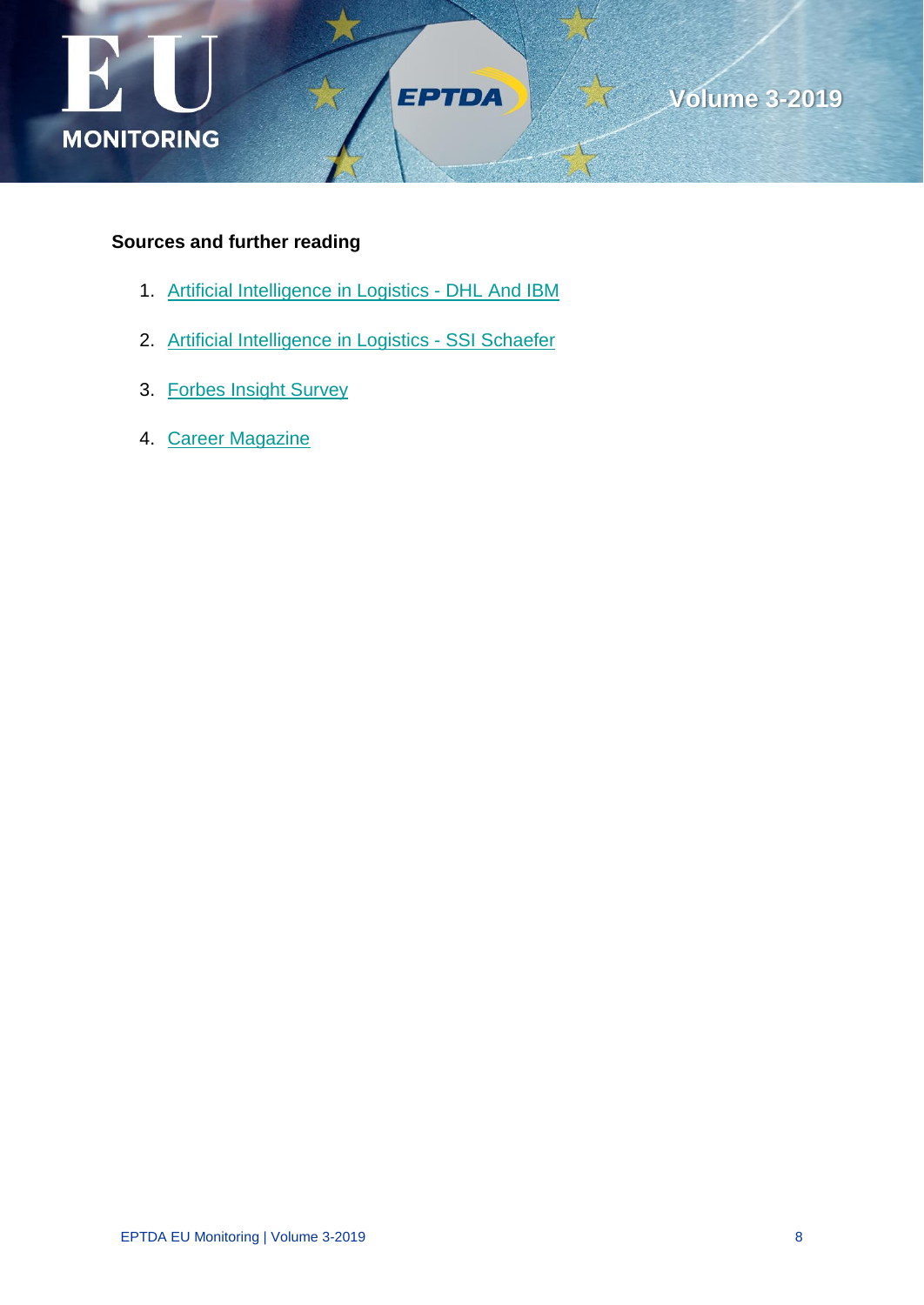**Sources and further reading**

1. Artificial Intelligence in Logistics - DHL And IBM
2. Artificial Intelligence in Logistics - SSI Schaefer
3. Forbes Insight Survey
4. Career Magazine